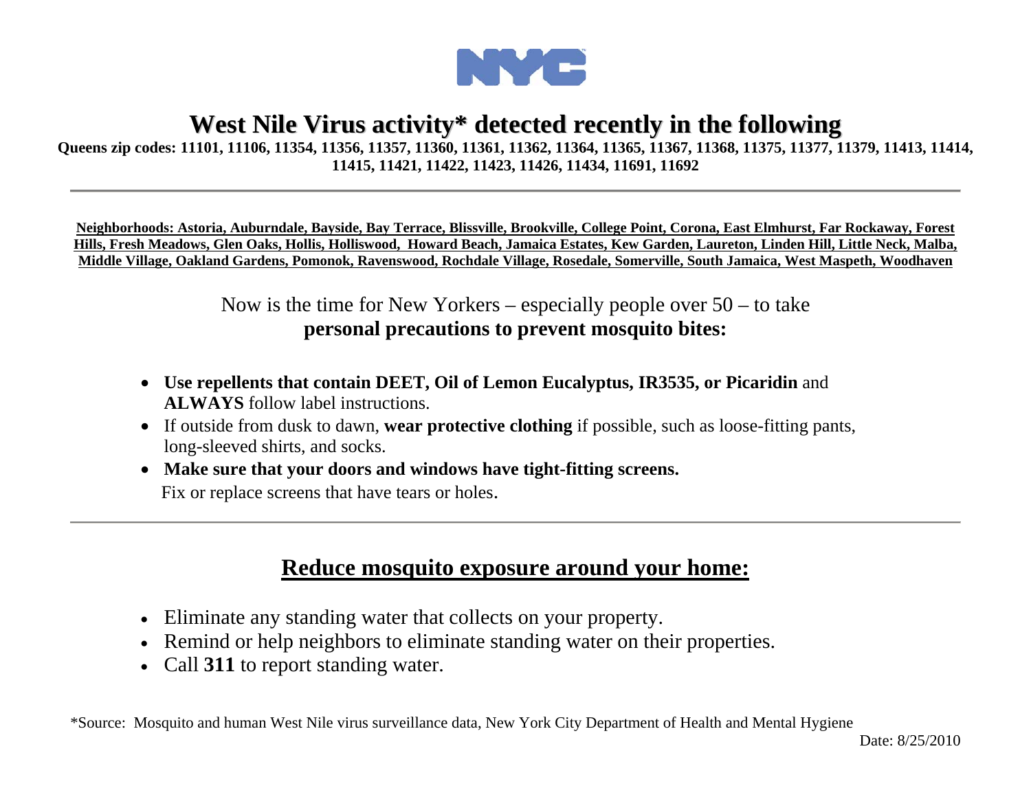# West Nile Virus activity* detected recently in the following

**Queens zip codes: 11101, 11106, 11354, 11356, 11357, 11360, 11361, 11362, 11364, 11365, 11367, 11368, 11375, 11377, 11379, 11413, 11414, 11415, 11421, 11422, 11423, 11426, 11434, 11691, 11692**

---

**Neighborhoods: Astoria, Auburndale, Bayside, Bay Terrace, Blissville, Brookville, College Point, Corona, East Elmhurst, Far Rockaway, Forest Hills, Fresh Meadows, Glen Oaks, Hollis, Holliswood, Howard Beach, Jamaica Estates, Kew Garden, Laureton, Linden Hill, Little Neck, Malba, Middle Village, Oakland Gardens, Pomonok, Ravenswood, Rochdale Village, Rosedale, Somerville, South Jamaica, West Maspeth, Woodhaven**

Now is the time for New Yorkers – especially people over 50 – to take **personal precautions to prevent mosquito bites:**

- **Use repellents that contain DEET, Oil of Lemon Eucalyptus, IR3535, or Picaridin** and **ALWAYS** follow label instructions.
- If outside from dusk to dawn, **wear protective clothing** if possible, such as loose-fitting pants, long-sleeved shirts, and socks.
- **Make sure that your doors and windows have tight-fitting screens.** Fix or replace screens that have tears or holes.

---

## Reduce mosquito exposure around your home:

- Eliminate any standing water that collects on your property.
- Remind or help neighbors to eliminate standing water on their properties.
- Call **311** to report standing water.

*Source: Mosquito and human West Nile virus surveillance data, New York City Department of Health and Mental Hygiene

Date: 8/25/2010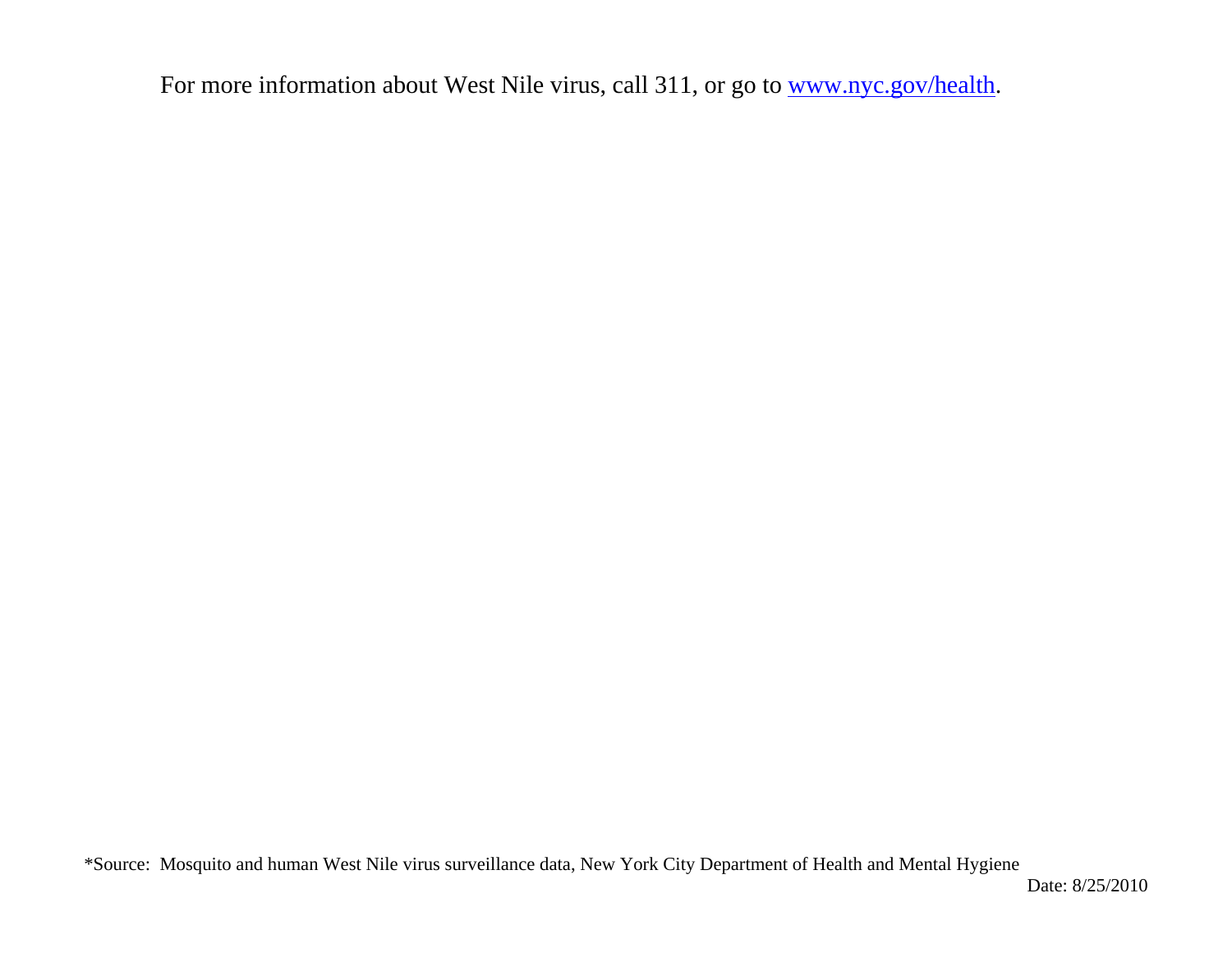For more information about West Nile virus, call 311, or go to [www.nyc.gov/health](http://www.nyc.gov/health).

*Source: Mosquito and human West Nile virus surveillance data, New York City Department of Health and Mental Hygiene

Date: 8/25/2010